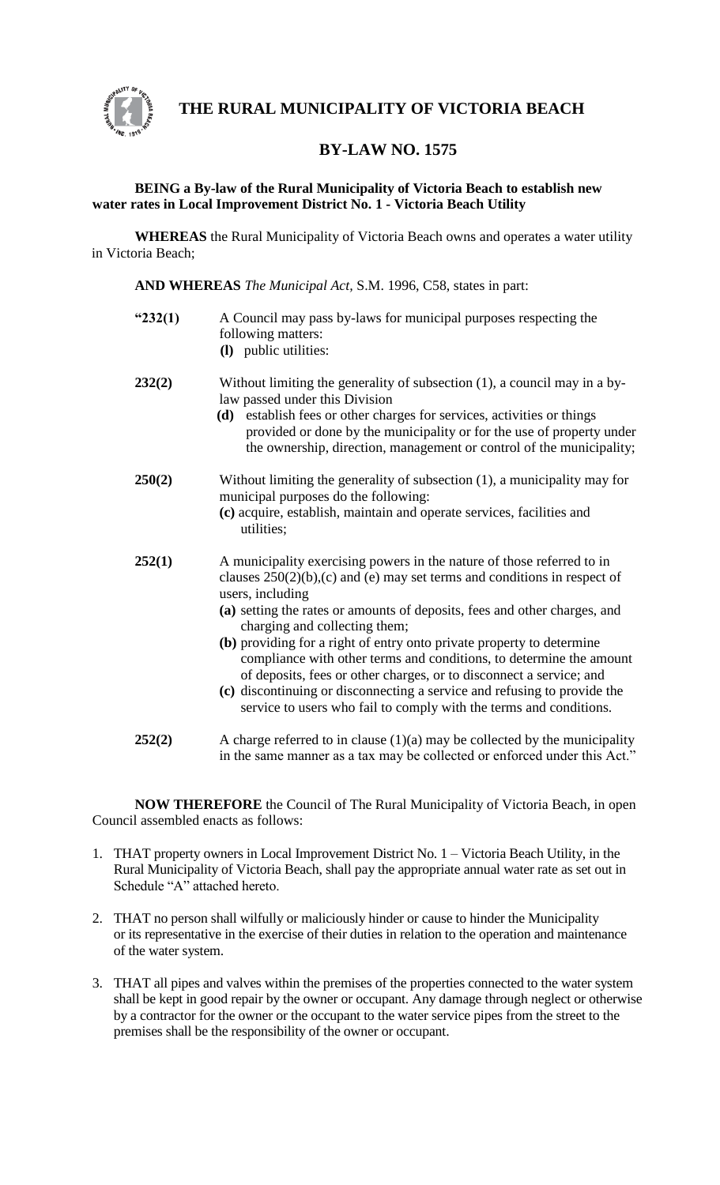# THE RURAL MUNICIPALITY OF VICTORIA BEACH

## BY-LAW NO. 1575

**BEING a By-law of the Rural Municipality of Victoria Beach to establish new water rates in Local Improvement District No. 1 - Victoria Beach Utility**

**WHEREAS** the Rural Municipality of Victoria Beach owns and operates a water utility in Victoria Beach;

**AND WHEREAS** *The Municipal Act*, S.M. 1996, C58, states in part:

**"232(1)** A Council may pass by-laws for municipal purposes respecting the following matters:
- **(l)** public utilities:

**232(2)** Without limiting the generality of subsection (1), a council may in a by-law passed under this Division
- **(d)** establish fees or other charges for services, activities or things provided or done by the municipality or for the use of property under the ownership, direction, management or control of the municipality;

**250(2)** Without limiting the generality of subsection (1), a municipality may for municipal purposes do the following:
- **(c)** acquire, establish, maintain and operate services, facilities and utilities;

**252(1)** A municipality exercising powers in the nature of those referred to in clauses 250(2)(b),(c) and (e) may set terms and conditions in respect of users, including
- **(a)** setting the rates or amounts of deposits, fees and other charges, and charging and collecting them;
- **(b)** providing for a right of entry onto private property to determine compliance with other terms and conditions, to determine the amount of deposits, fees or other charges, or to disconnect a service; and
- **(c)** discontinuing or disconnecting a service and refusing to provide the service to users who fail to comply with the terms and conditions.

**252(2)** A charge referred to in clause (1)(a) may be collected by the municipality in the same manner as a tax may be collected or enforced under this Act."

**NOW THEREFORE** the Council of The Rural Municipality of Victoria Beach, in open Council assembled enacts as follows:

1. THAT property owners in Local Improvement District No. 1 – Victoria Beach Utility, in the Rural Municipality of Victoria Beach, shall pay the appropriate annual water rate as set out in Schedule "A" attached hereto.
2. THAT no person shall wilfully or maliciously hinder or cause to hinder the Municipality or its representative in the exercise of their duties in relation to the operation and maintenance of the water system.
3. THAT all pipes and valves within the premises of the properties connected to the water system shall be kept in good repair by the owner or occupant. Any damage through neglect or otherwise by a contractor for the owner or the occupant to the water service pipes from the street to the premises shall be the responsibility of the owner or occupant.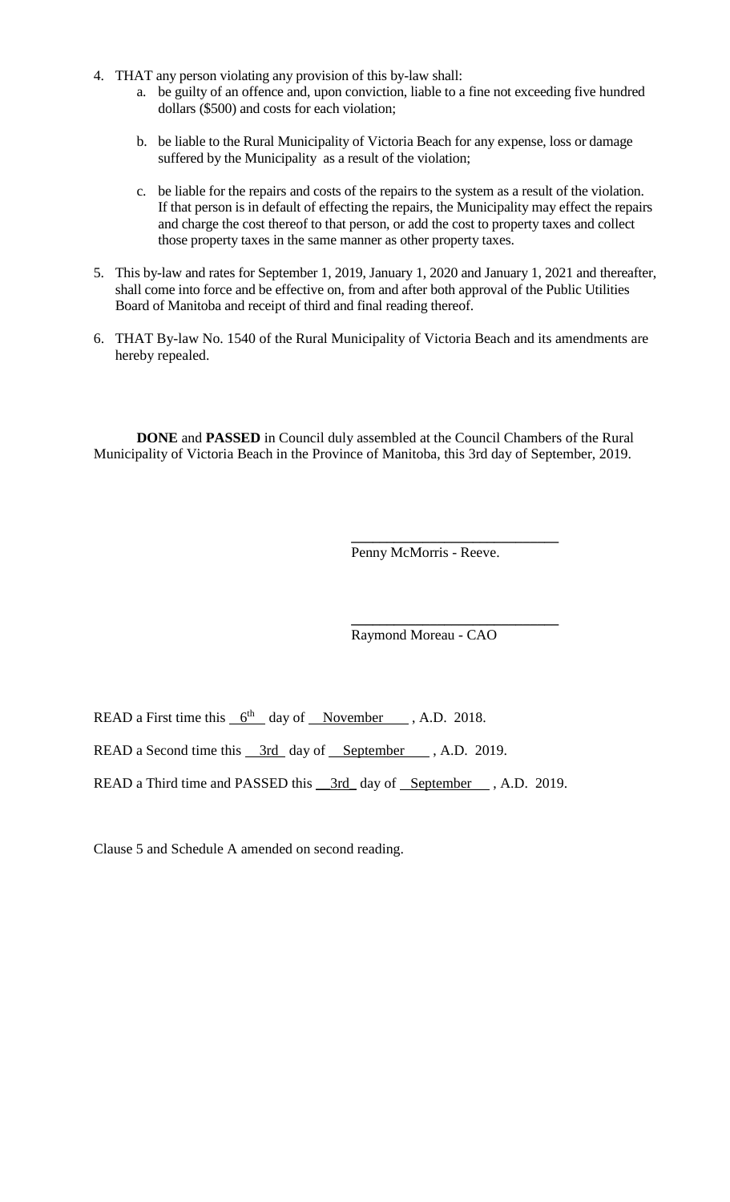4. THAT any person violating any provision of this by-law shall:
   a. be guilty of an offence and, upon conviction, liable to a fine not exceeding five hundred dollars ($500) and costs for each violation;

   b. be liable to the Rural Municipality of Victoria Beach for any expense, loss or damage suffered by the Municipality as a result of the violation;

   c. be liable for the repairs and costs of the repairs to the system as a result of the violation. If that person is in default of effecting the repairs, the Municipality may effect the repairs and charge the cost thereof to that person, or add the cost to property taxes and collect those property taxes in the same manner as other property taxes.

5. This by-law and rates for September 1, 2019, January 1, 2020 and January 1, 2021 and thereafter, shall come into force and be effective on, from and after both approval of the Public Utilities Board of Manitoba and receipt of third and final reading thereof.

6. THAT By-law No. 1540 of the Rural Municipality of Victoria Beach and its amendments are hereby repealed.

**DONE** and **PASSED** in Council duly assembled at the Council Chambers of the Rural Municipality of Victoria Beach in the Province of Manitoba, this 3rd day of September, 2019.

\_\_\_\_\_\_\_\_\_\_\_\_\_\_\_\_\_\_\_\_\_\_\_\_\_\_\_\_

Penny McMorris - Reeve.

\_\_\_\_\_\_\_\_\_\_\_\_\_\_\_\_\_\_\_\_\_\_\_\_\_\_\_\_

Raymond Moreau - CAO

READ a First time this 6th day of November , A.D. 2018.

READ a Second time this 3rd day of September , A.D. 2019.

READ a Third time and PASSED this 3rd day of September , A.D. 2019.

Clause 5 and Schedule A amended on second reading.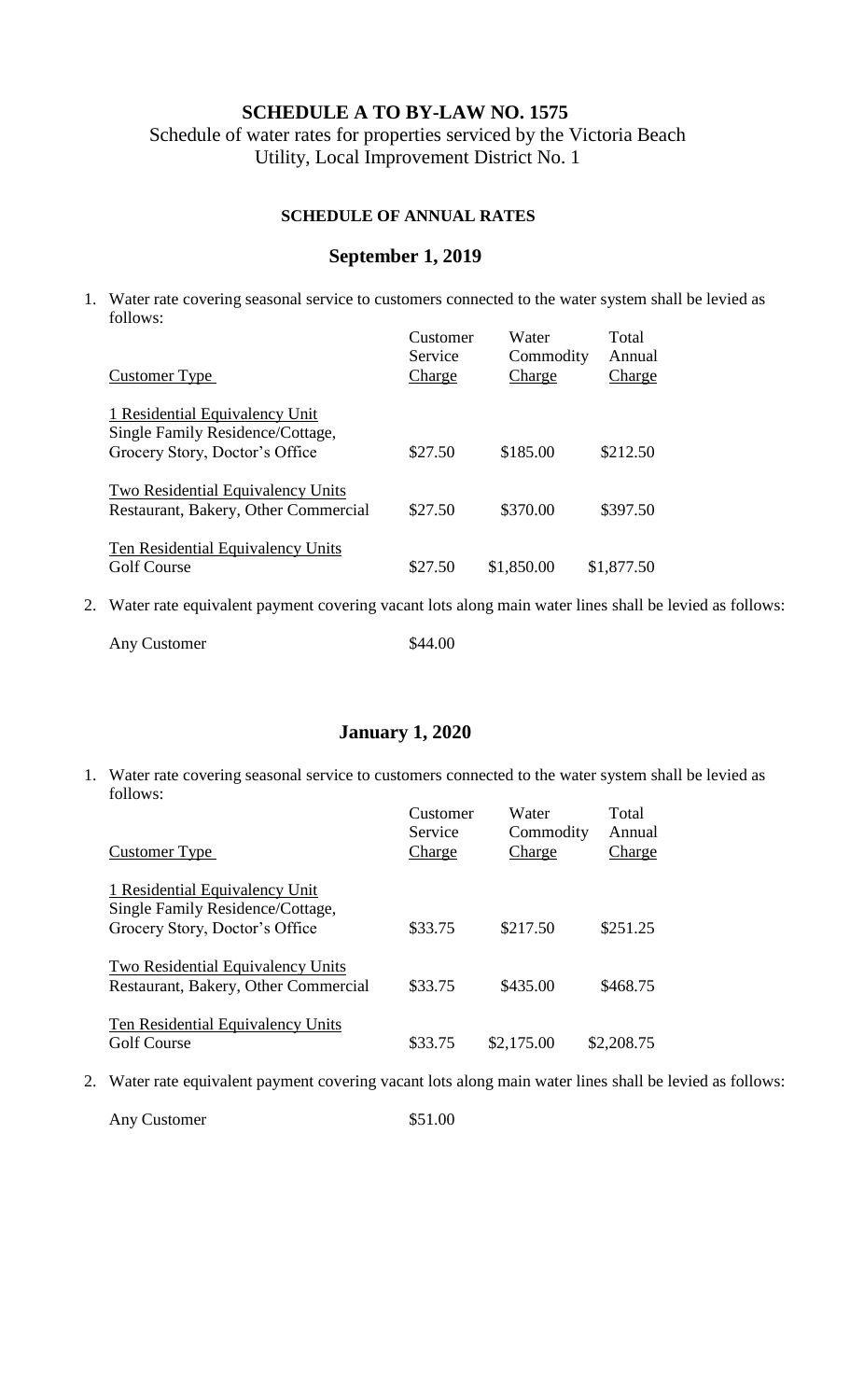# SCHEDULE A TO BY-LAW NO. 1575

Schedule of water rates for properties serviced by the Victoria Beach Utility, Local Improvement District No. 1

### SCHEDULE OF ANNUAL RATES

## September 1, 2019

1. Water rate covering seasonal service to customers connected to the water system shall be levied as follows:

| Customer Type | Customer Service Charge | Water Commodity Charge | Total Annual Charge |
|---|---|---|---|
| 1 Residential Equivalency Unit<br>Single Family Residence/Cottage, Grocery Story, Doctor's Office | $27.50 | $185.00 | $212.50 |
| Two Residential Equivalency Units<br>Restaurant, Bakery, Other Commercial | $27.50 | $370.00 | $397.50 |
| Ten Residential Equivalency Units<br>Golf Course | $27.50 | $1,850.00 | $1,877.50 |

2. Water rate equivalent payment covering vacant lots along main water lines shall be levied as follows:

| | |
|---|---|
| Any Customer | $44.00 |

## January 1, 2020

1. Water rate covering seasonal service to customers connected to the water system shall be levied as follows:

| Customer Type | Customer Service Charge | Water Commodity Charge | Total Annual Charge |
|---|---|---|---|
| 1 Residential Equivalency Unit<br>Single Family Residence/Cottage, Grocery Story, Doctor's Office | $33.75 | $217.50 | $251.25 |
| Two Residential Equivalency Units<br>Restaurant, Bakery, Other Commercial | $33.75 | $435.00 | $468.75 |
| Ten Residential Equivalency Units<br>Golf Course | $33.75 | $2,175.00 | $2,208.75 |

2. Water rate equivalent payment covering vacant lots along main water lines shall be levied as follows:

| | |
|---|---|
| Any Customer | $51.00 |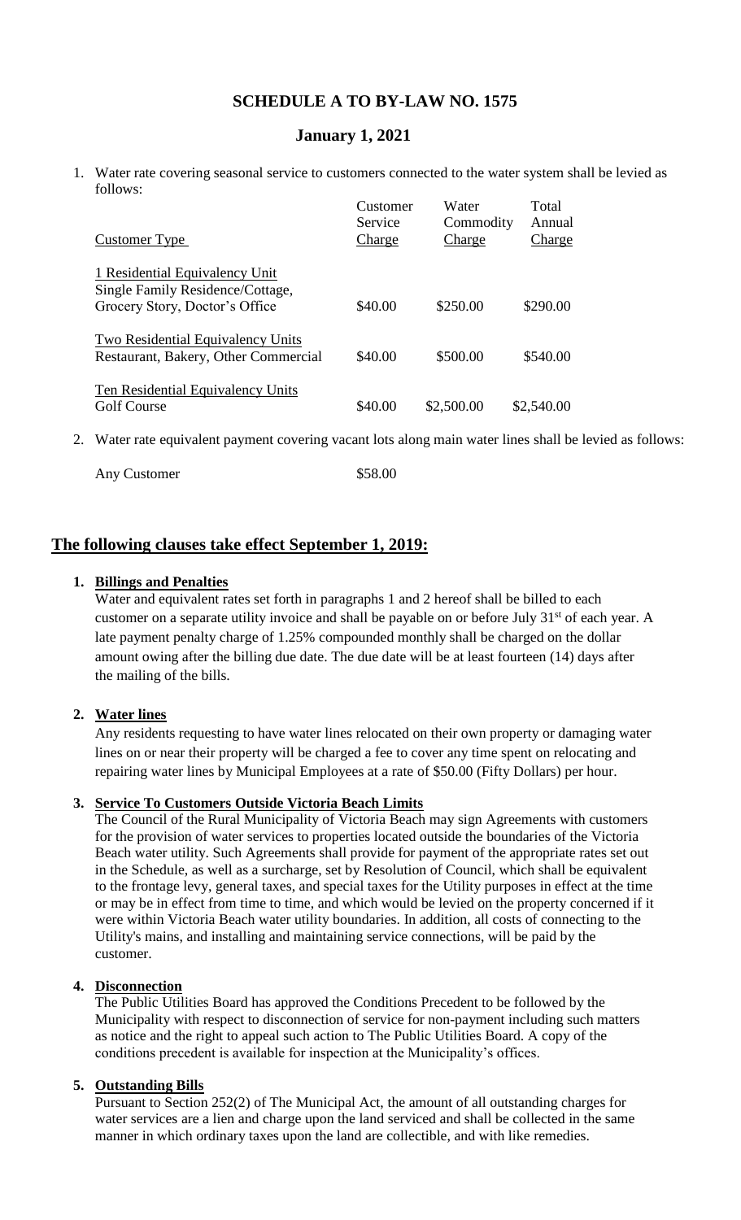# SCHEDULE A TO BY-LAW NO. 1575

## January 1, 2021

1. Water rate covering seasonal service to customers connected to the water system shall be levied as follows:

| Customer Type | Customer Service Charge | Water Commodity Charge | Total Annual Charge |
|---|---|---|---|
| 1 Residential Equivalency Unit<br>Single Family Residence/Cottage, Grocery Story, Doctor's Office | $40.00 | $250.00 | $290.00 |
| Two Residential Equivalency Units<br>Restaurant, Bakery, Other Commercial | $40.00 | $500.00 | $540.00 |
| Ten Residential Equivalency Units<br>Golf Course | $40.00 | $2,500.00 | $2,540.00 |

2. Water rate equivalent payment covering vacant lots along main water lines shall be levied as follows:

   Any Customer $58.00

## The following clauses take effect September 1, 2019:

1. **Billings and Penalties**

   Water and equivalent rates set forth in paragraphs 1 and 2 hereof shall be billed to each customer on a separate utility invoice and shall be payable on or before July 31st of each year. A late payment penalty charge of 1.25% compounded monthly shall be charged on the dollar amount owing after the billing due date. The due date will be at least fourteen (14) days after the mailing of the bills.

2. **Water lines**

   Any residents requesting to have water lines relocated on their own property or damaging water lines on or near their property will be charged a fee to cover any time spent on relocating and repairing water lines by Municipal Employees at a rate of $50.00 (Fifty Dollars) per hour.

3. **Service To Customers Outside Victoria Beach Limits**

   The Council of the Rural Municipality of Victoria Beach may sign Agreements with customers for the provision of water services to properties located outside the boundaries of the Victoria Beach water utility. Such Agreements shall provide for payment of the appropriate rates set out in the Schedule, as well as a surcharge, set by Resolution of Council, which shall be equivalent to the frontage levy, general taxes, and special taxes for the Utility purposes in effect at the time or may be in effect from time to time, and which would be levied on the property concerned if it were within Victoria Beach water utility boundaries. In addition, all costs of connecting to the Utility's mains, and installing and maintaining service connections, will be paid by the customer.

4. **Disconnection**

   The Public Utilities Board has approved the Conditions Precedent to be followed by the Municipality with respect to disconnection of service for non-payment including such matters as notice and the right to appeal such action to The Public Utilities Board. A copy of the conditions precedent is available for inspection at the Municipality's offices.

5. **Outstanding Bills**

   Pursuant to Section 252(2) of The Municipal Act, the amount of all outstanding charges for water services are a lien and charge upon the land serviced and shall be collected in the same manner in which ordinary taxes upon the land are collectible, and with like remedies.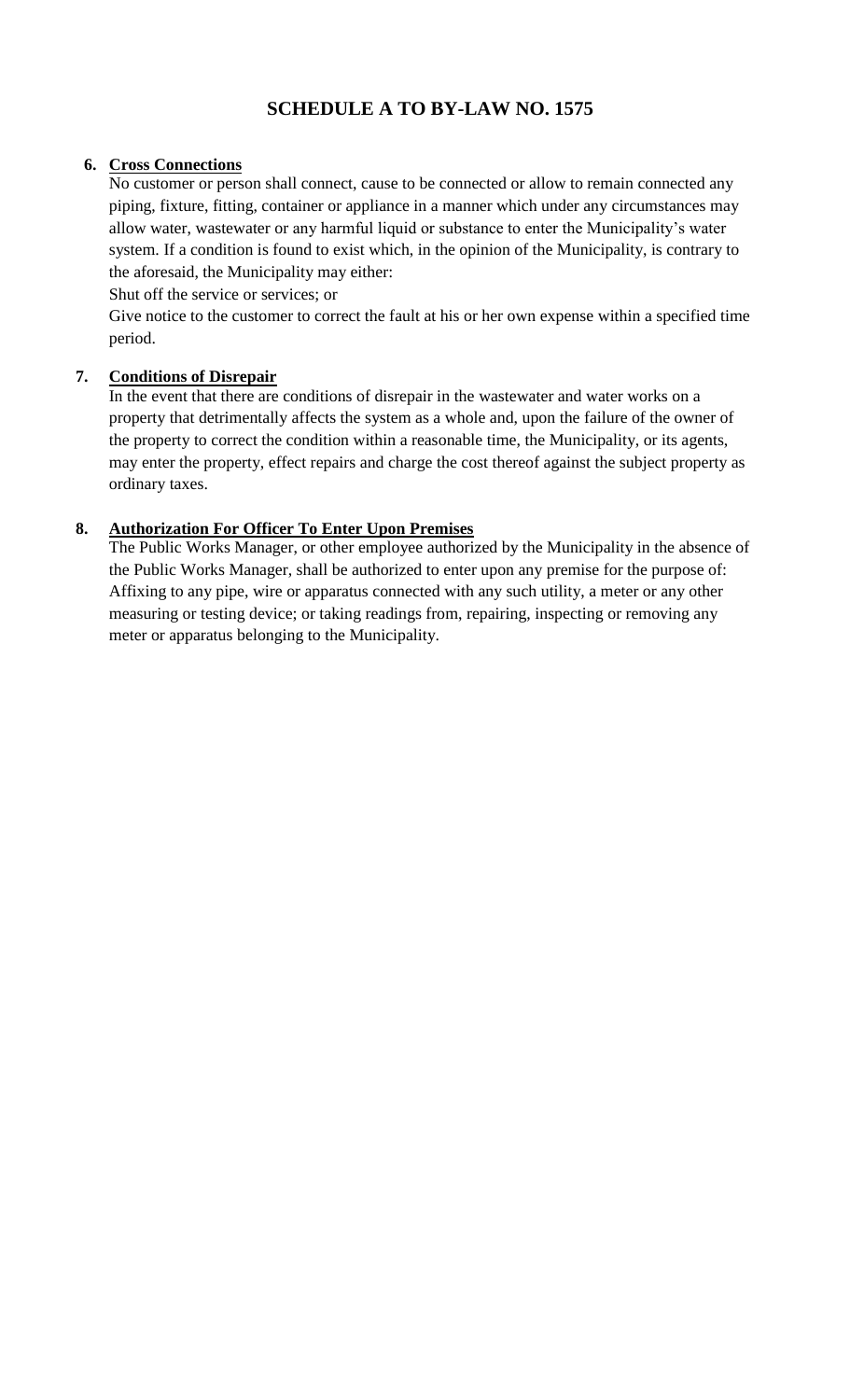# SCHEDULE A TO BY-LAW NO. 1575

6. **Cross Connections**

   No customer or person shall connect, cause to be connected or allow to remain connected any piping, fixture, fitting, container or appliance in a manner which under any circumstances may allow water, wastewater or any harmful liquid or substance to enter the Municipality's water system. If a condition is found to exist which, in the opinion of the Municipality, is contrary to the aforesaid, the Municipality may either:

   Shut off the service or services; or

   Give notice to the customer to correct the fault at his or her own expense within a specified time period.

7. **Conditions of Disrepair**

   In the event that there are conditions of disrepair in the wastewater and water works on a property that detrimentally affects the system as a whole and, upon the failure of the owner of the property to correct the condition within a reasonable time, the Municipality, or its agents, may enter the property, effect repairs and charge the cost thereof against the subject property as ordinary taxes.

8. **Authorization For Officer To Enter Upon Premises**

   The Public Works Manager, or other employee authorized by the Municipality in the absence of the Public Works Manager, shall be authorized to enter upon any premise for the purpose of: Affixing to any pipe, wire or apparatus connected with any such utility, a meter or any other measuring or testing device; or taking readings from, repairing, inspecting or removing any meter or apparatus belonging to the Municipality.